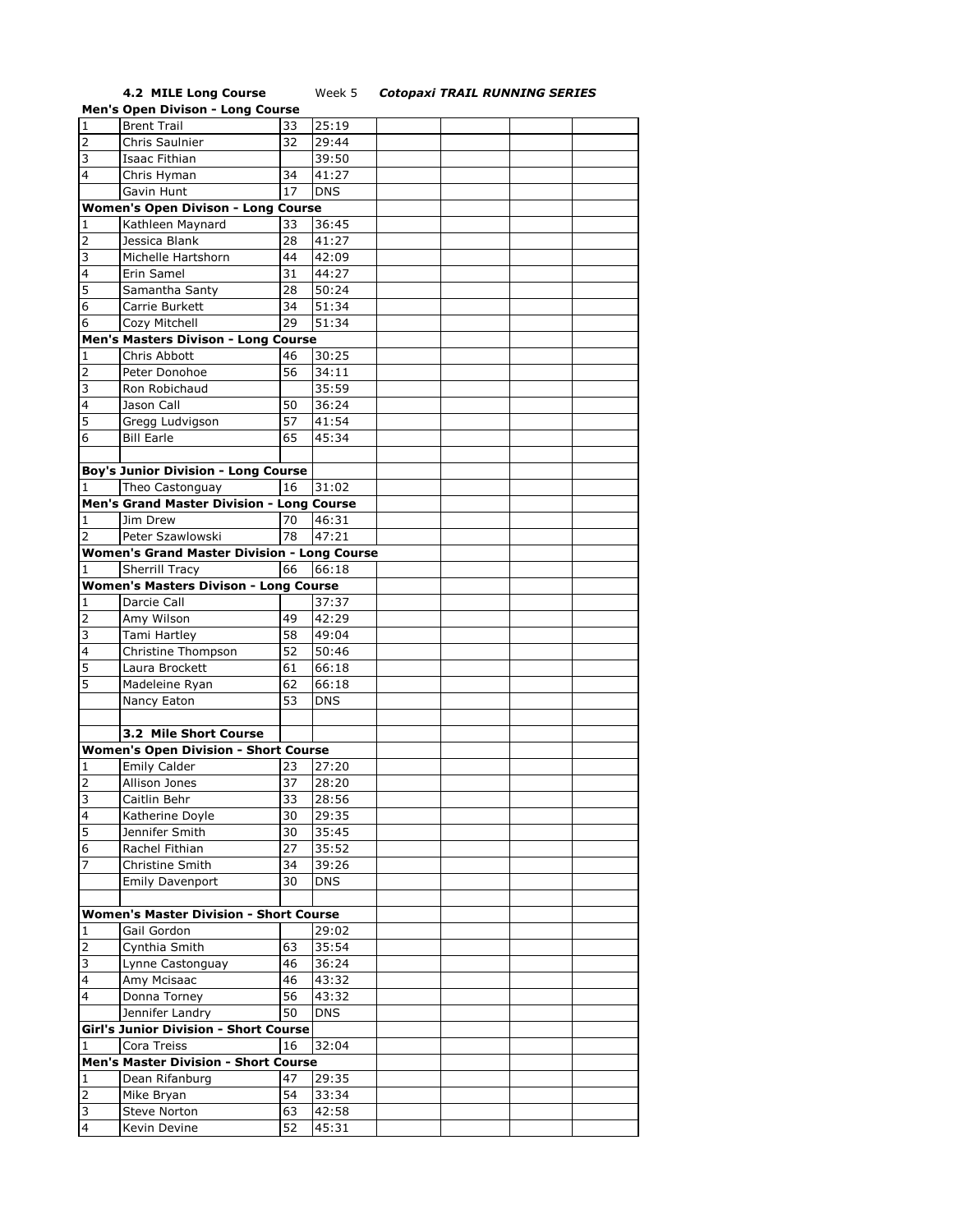**4.2 MILE Long Course** Week 5 ***Cotopaxi TRAIL RUNNING SERIES***

| | | | | | | | |
|---|---|---|---|---|---|---|---|
| **Men's Open Divison - Long Course** | | | | | | | |
| 1 | Brent Trail | 33 | 25:19 | | | | |
| 2 | Chris Saulnier | 32 | 29:44 | | | | |
| 3 | Isaac Fithian | | 39:50 | | | | |
| 4 | Chris Hyman | 34 | 41:27 | | | | |
| | Gavin Hunt | 17 | DNS | | | | |
| **Women's Open Divison - Long Course** | | | | | | | |
| 1 | Kathleen Maynard | 33 | 36:45 | | | | |
| 2 | Jessica Blank | 28 | 41:27 | | | | |
| 3 | Michelle Hartshorn | 44 | 42:09 | | | | |
| 4 | Erin Samel | 31 | 44:27 | | | | |
| 5 | Samantha Santy | 28 | 50:24 | | | | |
| 6 | Carrie Burkett | 34 | 51:34 | | | | |
| 6 | Cozy Mitchell | 29 | 51:34 | | | | |
| **Men's Masters Divison - Long Course** | | | | | | | |
| 1 | Chris Abbott | 46 | 30:25 | | | | |
| 2 | Peter Donohoe | 56 | 34:11 | | | | |
| 3 | Ron Robichaud | | 35:59 | | | | |
| 4 | Jason Call | 50 | 36:24 | | | | |
| 5 | Gregg Ludvigson | 57 | 41:54 | | | | |
| 6 | Bill Earle | 65 | 45:34 | | | | |
| | | | | | | | |
| **Boy's Junior Division - Long Course** | | | | | | | |
| 1 | Theo Castonguay | 16 | 31:02 | | | | |
| **Men's Grand Master Division - Long Course** | | | | | | | |
| 1 | Jim Drew | 70 | 46:31 | | | | |
| 2 | Peter Szawlowski | 78 | 47:21 | | | | |
| **Women's Grand Master Division - Long Course** | | | | | | | |
| 1 | Sherrill Tracy | 66 | 66:18 | | | | |
| **Women's Masters Divison - Long Course** | | | | | | | |
| 1 | Darcie Call | | 37:37 | | | | |
| 2 | Amy Wilson | 49 | 42:29 | | | | |
| 3 | Tami Hartley | 58 | 49:04 | | | | |
| 4 | Christine Thompson | 52 | 50:46 | | | | |
| 5 | Laura Brockett | 61 | 66:18 | | | | |
| 5 | Madeleine Ryan | 62 | 66:18 | | | | |
| | Nancy Eaton | 53 | DNS | | | | |
| | | | | | | | |
| | **3.2 Mile Short Course** | | | | | | |
| **Women's Open Division - Short Course** | | | | | | | |
| 1 | Emily Calder | 23 | 27:20 | | | | |
| 2 | Allison Jones | 37 | 28:20 | | | | |
| 3 | Caitlin Behr | 33 | 28:56 | | | | |
| 4 | Katherine Doyle | 30 | 29:35 | | | | |
| 5 | Jennifer Smith | 30 | 35:45 | | | | |
| 6 | Rachel Fithian | 27 | 35:52 | | | | |
| 7 | Christine Smith | 34 | 39:26 | | | | |
| | Emily Davenport | 30 | DNS | | | | |
| | | | | | | | |
| **Women's Master Division - Short Course** | | | | | | | |
| 1 | Gail Gordon | | 29:02 | | | | |
| 2 | Cynthia Smith | 63 | 35:54 | | | | |
| 3 | Lynne Castonguay | 46 | 36:24 | | | | |
| 4 | Amy Mcisaac | 46 | 43:32 | | | | |
| 4 | Donna Torney | 56 | 43:32 | | | | |
| | Jennifer Landry | 50 | DNS | | | | |
| **Girl's Junior Division - Short Course** | | | | | | | |
| 1 | Cora Treiss | 16 | 32:04 | | | | |
| **Men's Master Division - Short Course** | | | | | | | |
| 1 | Dean Rifanburg | 47 | 29:35 | | | | |
| 2 | Mike Bryan | 54 | 33:34 | | | | |
| 3 | Steve Norton | 63 | 42:58 | | | | |
| 4 | Kevin Devine | 52 | 45:31 | | | | |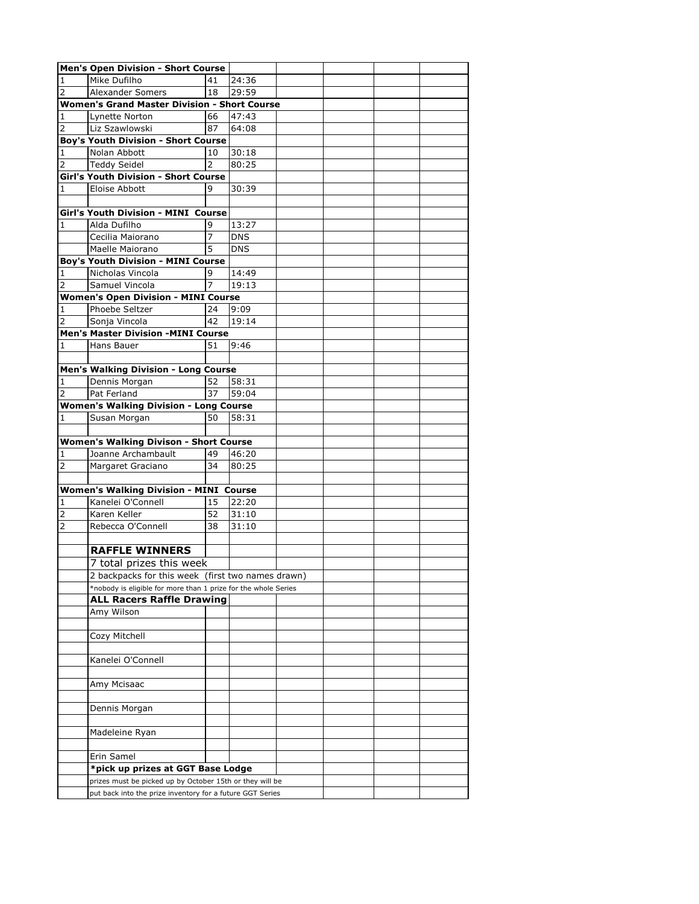| | | | | | | | |
|---|---|---|---|---|---|---|---|
| | **Men's Open Division - Short Course** | | | | | | |
| 1 | Mike Dufilho | 41 | 24:36 | | | | |
| 2 | Alexander Somers | 18 | 29:59 | | | | |
| | **Women's Grand Master Division - Short Course** | | | | | | |
| 1 | Lynette Norton | 66 | 47:43 | | | | |
| 2 | Liz Szawlowski | 87 | 64:08 | | | | |
| | **Boy's Youth Division - Short Course** | | | | | | |
| 1 | Nolan Abbott | 10 | 30:18 | | | | |
| 2 | Teddy Seidel | 2 | 80:25 | | | | |
| | **Girl's Youth Division - Short Course** | | | | | | |
| 1 | Eloise Abbott | 9 | 30:39 | | | | |
| | | | | | | | |
| | **Girl's Youth Division - MINI Course** | | | | | | |
| 1 | Alda Dufilho | 9 | 13:27 | | | | |
| | Cecilia Maiorano | 7 | DNS | | | | |
| | Maelle Maiorano | 5 | DNS | | | | |
| | **Boy's Youth Division - MINI Course** | | | | | | |
| 1 | Nicholas Vincola | 9 | 14:49 | | | | |
| 2 | Samuel Vincola | 7 | 19:13 | | | | |
| | **Women's Open Division - MINI Course** | | | | | | |
| 1 | Phoebe Seltzer | 24 | 9:09 | | | | |
| 2 | Sonja Vincola | 42 | 19:14 | | | | |
| | **Men's Master Division -MINI Course** | | | | | | |
| 1 | Hans Bauer | 51 | 9:46 | | | | |
| | | | | | | | |
| | **Men's Walking Division - Long Course** | | | | | | |
| 1 | Dennis Morgan | 52 | 58:31 | | | | |
| 2 | Pat Ferland | 37 | 59:04 | | | | |
| | **Women's Walking Division - Long Course** | | | | | | |
| 1 | Susan Morgan | 50 | 58:31 | | | | |
| | | | | | | | |
| | **Women's Walking Divison - Short Course** | | | | | | |
| 1 | Joanne Archambault | 49 | 46:20 | | | | |
| 2 | Margaret Graciano | 34 | 80:25 | | | | |
| | | | | | | | |
| | **Women's Walking Division - MINI Course** | | | | | | |
| 1 | Kanelei O'Connell | 15 | 22:20 | | | | |
| 2 | Karen Keller | 52 | 31:10 | | | | |
| 2 | Rebecca O'Connell | 38 | 31:10 | | | | |
| | | | | | | | |
| | **RAFFLE WINNERS** | | | | | | |
| | 7 total prizes this week | | | | | | |
| | 2 backpacks for this week (first two names drawn) | | | | | | |
| | *nobody is eligible for more than 1 prize for the whole Series | | | | | | |
| | **ALL Racers Raffle Drawing** | | | | | | |
| | Amy Wilson | | | | | | |
| | | | | | | | |
| | Cozy Mitchell | | | | | | |
| | | | | | | | |
| | Kanelei O'Connell | | | | | | |
| | | | | | | | |
| | Amy Mcisaac | | | | | | |
| | | | | | | | |
| | Dennis Morgan | | | | | | |
| | | | | | | | |
| | Madeleine Ryan | | | | | | |
| | | | | | | | |
| | Erin Samel | | | | | | |
| | **\*pick up prizes at GGT Base Lodge** | | | | | | |
| | prizes must be picked up by October 15th or they will be | | | | | | |
| | put back into the prize inventory for a future GGT Series | | | | | | |